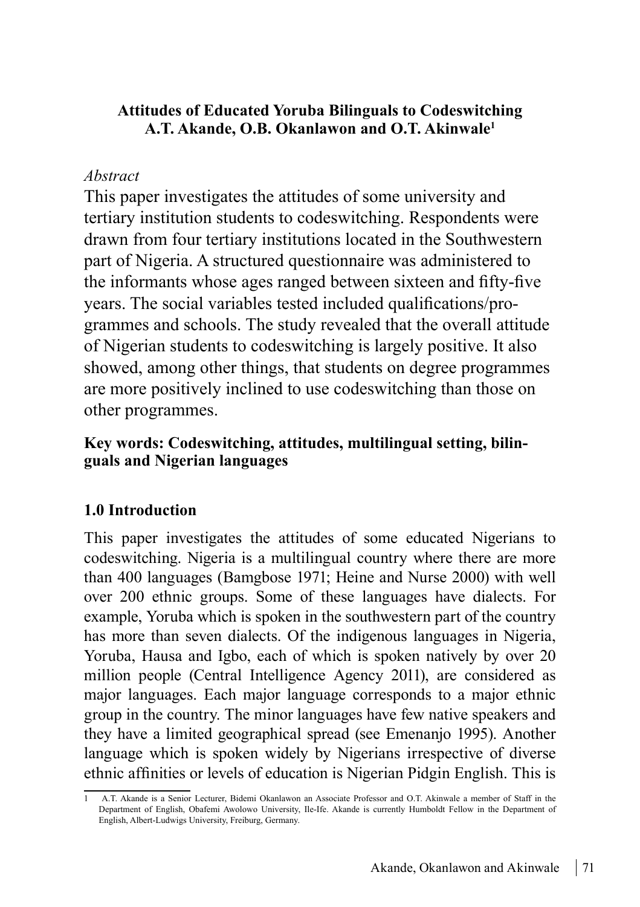**Attitudes of Educated Yoruba Bilinguals to Codeswitching**
**A.T. Akande, O.B. Okanlawon and O.T. Akinwale[1]**

*Abstract*

This paper investigates the attitudes of some university and tertiary institution students to codeswitching. Respondents were drawn from four tertiary institutions located in the Southwestern part of Nigeria. A structured questionnaire was administered to the informants whose ages ranged between sixteen and fifty-five years. The social variables tested included qualifications/programmes and schools. The study revealed that the overall attitude of Nigerian students to codeswitching is largely positive. It also showed, among other things, that students on degree programmes are more positively inclined to use codeswitching than those on other programmes.

**Key words: Codeswitching, attitudes, multilingual setting, bilinguals and Nigerian languages**

## 1.0 Introduction

This paper investigates the attitudes of some educated Nigerians to codeswitching. Nigeria is a multilingual country where there are more than 400 languages (Bamgbose 1971; Heine and Nurse 2000) with well over 200 ethnic groups. Some of these languages have dialects. For example, Yoruba which is spoken in the southwestern part of the country has more than seven dialects. Of the indigenous languages in Nigeria, Yoruba, Hausa and Igbo, each of which is spoken natively by over 20 million people (Central Intelligence Agency 2011), are considered as major languages. Each major language corresponds to a major ethnic group in the country. The minor languages have few native speakers and they have a limited geographical spread (see Emenanjo 1995). Another language which is spoken widely by Nigerians irrespective of diverse ethnic affinities or levels of education is Nigerian Pidgin English. This is

[1] A.T. Akande is a Senior Lecturer, Bidemi Okanlawon an Associate Professor and O.T. Akinwale a member of Staff in the Department of English, Obafemi Awolowo University, Ile-Ife. Akande is currently Humboldt Fellow in the Department of English, Albert-Ludwigs University, Freiburg, Germany.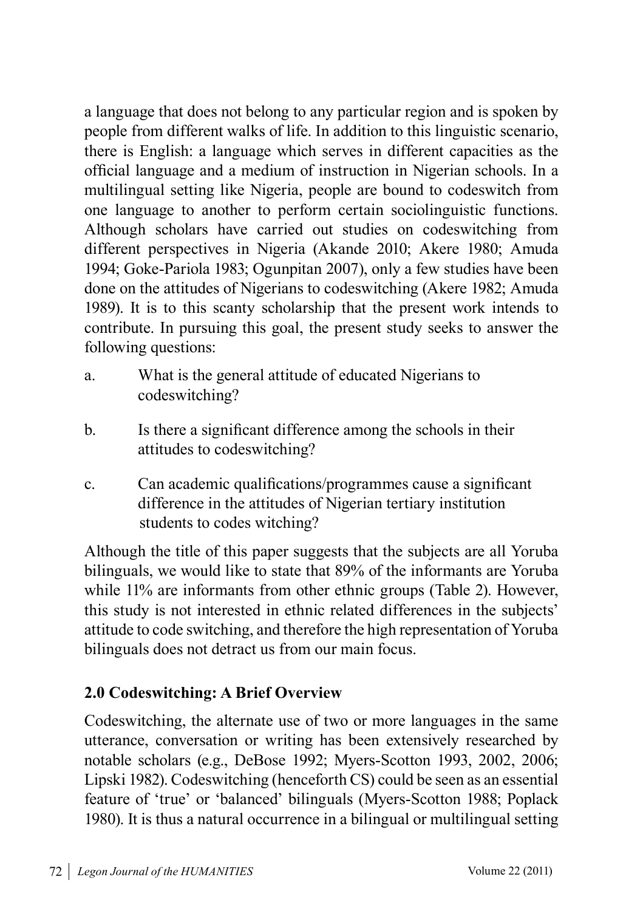a language that does not belong to any particular region and is spoken by people from different walks of life. In addition to this linguistic scenario, there is English: a language which serves in different capacities as the official language and a medium of instruction in Nigerian schools. In a multilingual setting like Nigeria, people are bound to codeswitch from one language to another to perform certain sociolinguistic functions. Although scholars have carried out studies on codeswitching from different perspectives in Nigeria (Akande 2010; Akere 1980; Amuda 1994; Goke-Pariola 1983; Ogunpitan 2007), only a few studies have been done on the attitudes of Nigerians to codeswitching (Akere 1982; Amuda 1989). It is to this scanty scholarship that the present work intends to contribute. In pursuing this goal, the present study seeks to answer the following questions:

a. What is the general attitude of educated Nigerians to codeswitching?

b. Is there a significant difference among the schools in their attitudes to codeswitching?

c. Can academic qualifications/programmes cause a significant difference in the attitudes of Nigerian tertiary institution students to codes witching?

Although the title of this paper suggests that the subjects are all Yoruba bilinguals, we would like to state that 89% of the informants are Yoruba while 11% are informants from other ethnic groups (Table 2). However, this study is not interested in ethnic related differences in the subjects' attitude to code switching, and therefore the high representation of Yoruba bilinguals does not detract us from our main focus.

## 2.0 Codeswitching: A Brief Overview

Codeswitching, the alternate use of two or more languages in the same utterance, conversation or writing has been extensively researched by notable scholars (e.g., DeBose 1992; Myers-Scotton 1993, 2002, 2006; Lipski 1982). Codeswitching (henceforth CS) could be seen as an essential feature of 'true' or 'balanced' bilinguals (Myers-Scotton 1988; Poplack 1980). It is thus a natural occurrence in a bilingual or multilingual setting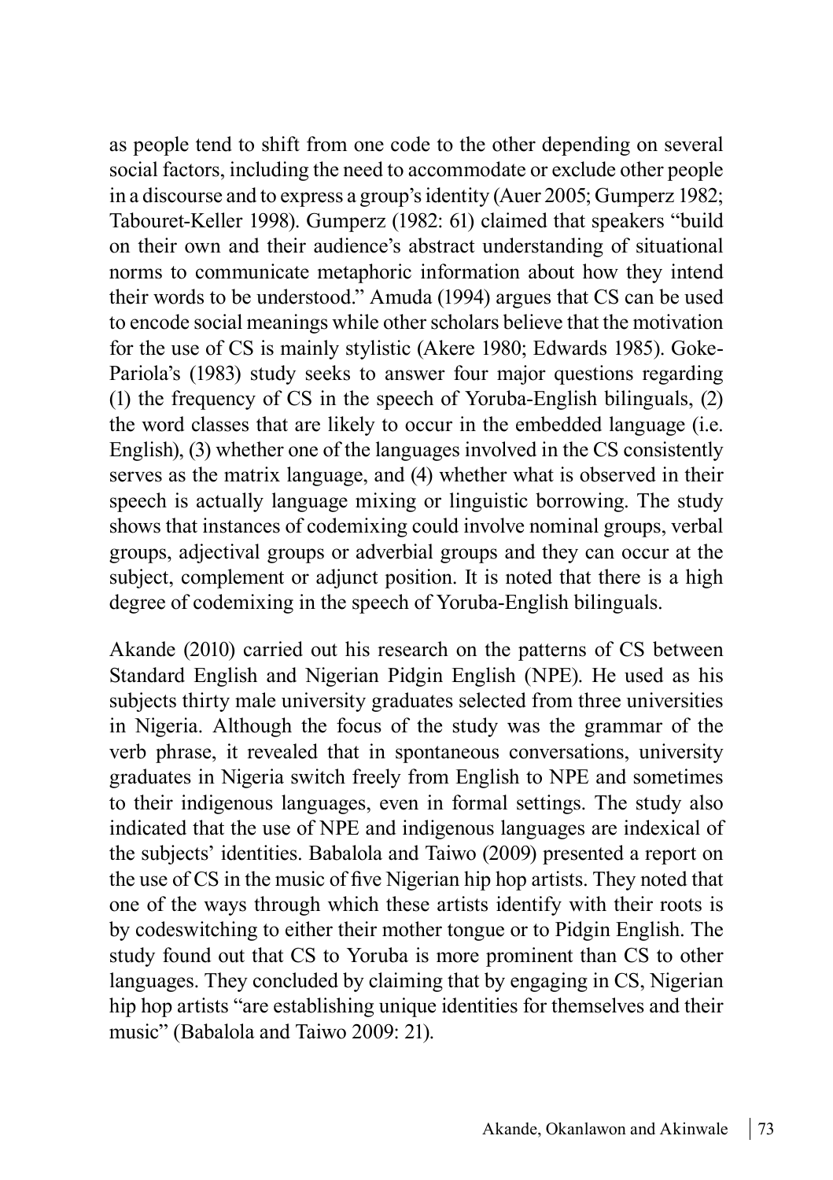as people tend to shift from one code to the other depending on several social factors, including the need to accommodate or exclude other people in a discourse and to express a group's identity (Auer 2005; Gumperz 1982; Tabouret-Keller 1998). Gumperz (1982: 61) claimed that speakers "build on their own and their audience's abstract understanding of situational norms to communicate metaphoric information about how they intend their words to be understood." Amuda (1994) argues that CS can be used to encode social meanings while other scholars believe that the motivation for the use of CS is mainly stylistic (Akere 1980; Edwards 1985). Goke-Pariola's (1983) study seeks to answer four major questions regarding (1) the frequency of CS in the speech of Yoruba-English bilinguals, (2) the word classes that are likely to occur in the embedded language (i.e. English), (3) whether one of the languages involved in the CS consistently serves as the matrix language, and (4) whether what is observed in their speech is actually language mixing or linguistic borrowing. The study shows that instances of codemixing could involve nominal groups, verbal groups, adjectival groups or adverbial groups and they can occur at the subject, complement or adjunct position. It is noted that there is a high degree of codemixing in the speech of Yoruba-English bilinguals.

Akande (2010) carried out his research on the patterns of CS between Standard English and Nigerian Pidgin English (NPE). He used as his subjects thirty male university graduates selected from three universities in Nigeria. Although the focus of the study was the grammar of the verb phrase, it revealed that in spontaneous conversations, university graduates in Nigeria switch freely from English to NPE and sometimes to their indigenous languages, even in formal settings. The study also indicated that the use of NPE and indigenous languages are indexical of the subjects' identities. Babalola and Taiwo (2009) presented a report on the use of CS in the music of five Nigerian hip hop artists. They noted that one of the ways through which these artists identify with their roots is by codeswitching to either their mother tongue or to Pidgin English. The study found out that CS to Yoruba is more prominent than CS to other languages. They concluded by claiming that by engaging in CS, Nigerian hip hop artists "are establishing unique identities for themselves and their music" (Babalola and Taiwo 2009: 21).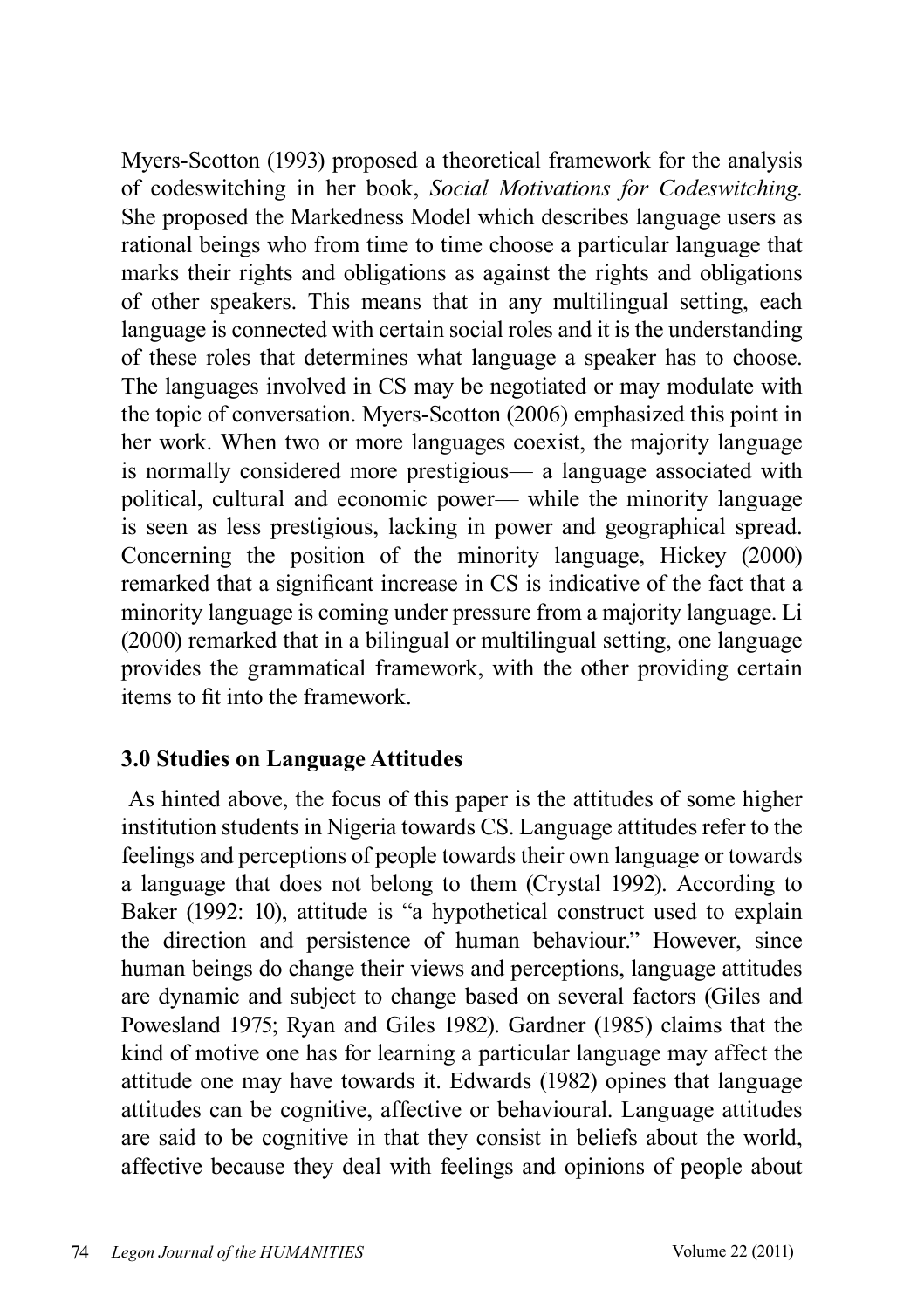Myers-Scotton (1993) proposed a theoretical framework for the analysis of codeswitching in her book, *Social Motivations for Codeswitching.* She proposed the Markedness Model which describes language users as rational beings who from time to time choose a particular language that marks their rights and obligations as against the rights and obligations of other speakers. This means that in any multilingual setting, each language is connected with certain social roles and it is the understanding of these roles that determines what language a speaker has to choose. The languages involved in CS may be negotiated or may modulate with the topic of conversation. Myers-Scotton (2006) emphasized this point in her work. When two or more languages coexist, the majority language is normally considered more prestigious— a language associated with political, cultural and economic power— while the minority language is seen as less prestigious, lacking in power and geographical spread. Concerning the position of the minority language, Hickey (2000) remarked that a significant increase in CS is indicative of the fact that a minority language is coming under pressure from a majority language. Li (2000) remarked that in a bilingual or multilingual setting, one language provides the grammatical framework, with the other providing certain items to fit into the framework.

### 3.0 Studies on Language Attitudes

As hinted above, the focus of this paper is the attitudes of some higher institution students in Nigeria towards CS. Language attitudes refer to the feelings and perceptions of people towards their own language or towards a language that does not belong to them (Crystal 1992). According to Baker (1992: 10), attitude is "a hypothetical construct used to explain the direction and persistence of human behaviour." However, since human beings do change their views and perceptions, language attitudes are dynamic and subject to change based on several factors (Giles and Powesland 1975; Ryan and Giles 1982). Gardner (1985) claims that the kind of motive one has for learning a particular language may affect the attitude one may have towards it. Edwards (1982) opines that language attitudes can be cognitive, affective or behavioural. Language attitudes are said to be cognitive in that they consist in beliefs about the world, affective because they deal with feelings and opinions of people about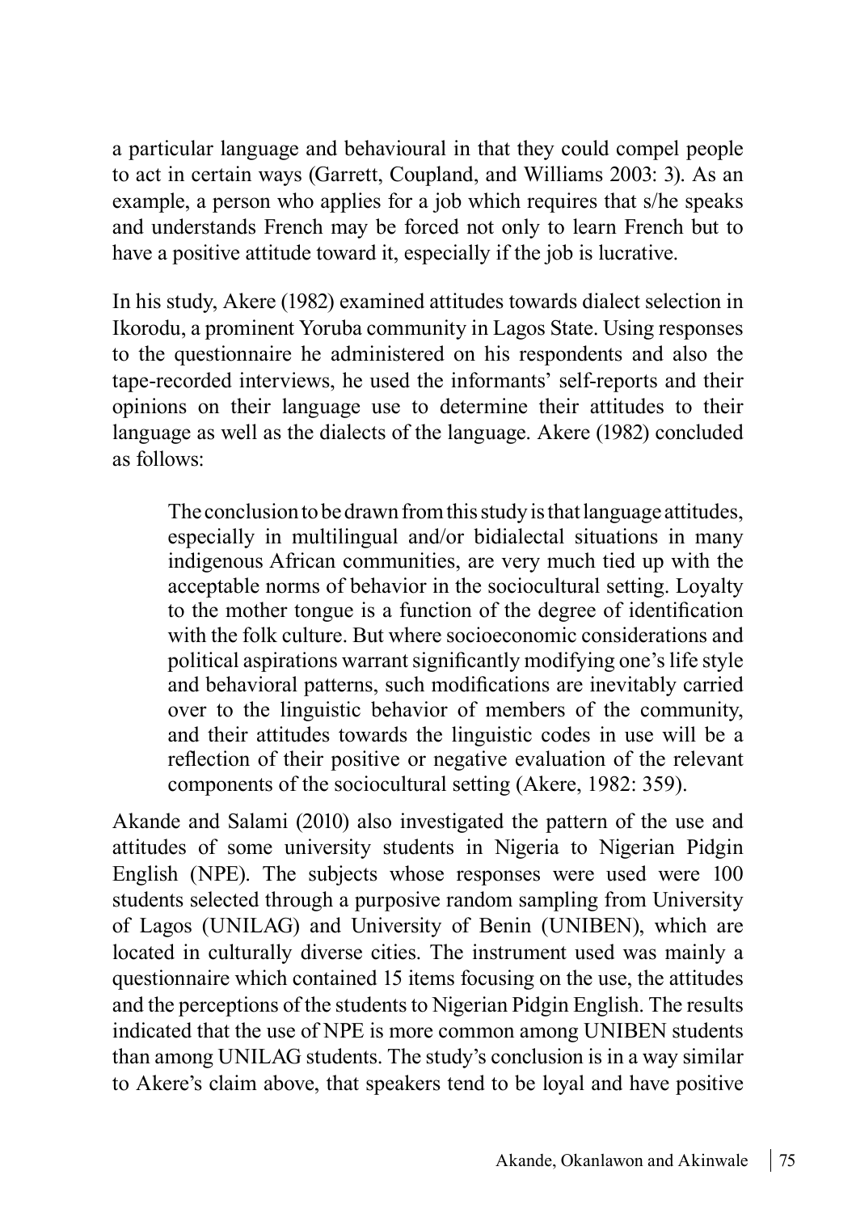a particular language and behavioural in that they could compel people to act in certain ways (Garrett, Coupland, and Williams 2003: 3). As an example, a person who applies for a job which requires that s/he speaks and understands French may be forced not only to learn French but to have a positive attitude toward it, especially if the job is lucrative.

In his study, Akere (1982) examined attitudes towards dialect selection in Ikorodu, a prominent Yoruba community in Lagos State. Using responses to the questionnaire he administered on his respondents and also the tape-recorded interviews, he used the informants' self-reports and their opinions on their language use to determine their attitudes to their language as well as the dialects of the language. Akere (1982) concluded as follows:

> The conclusion to be drawn from this study is that language attitudes, especially in multilingual and/or bidialectal situations in many indigenous African communities, are very much tied up with the acceptable norms of behavior in the sociocultural setting. Loyalty to the mother tongue is a function of the degree of identification with the folk culture. But where socioeconomic considerations and political aspirations warrant significantly modifying one's life style and behavioral patterns, such modifications are inevitably carried over to the linguistic behavior of members of the community, and their attitudes towards the linguistic codes in use will be a reflection of their positive or negative evaluation of the relevant components of the sociocultural setting (Akere, 1982: 359).

Akande and Salami (2010) also investigated the pattern of the use and attitudes of some university students in Nigeria to Nigerian Pidgin English (NPE). The subjects whose responses were used were 100 students selected through a purposive random sampling from University of Lagos (UNILAG) and University of Benin (UNIBEN), which are located in culturally diverse cities. The instrument used was mainly a questionnaire which contained 15 items focusing on the use, the attitudes and the perceptions of the students to Nigerian Pidgin English. The results indicated that the use of NPE is more common among UNIBEN students than among UNILAG students. The study's conclusion is in a way similar to Akere's claim above, that speakers tend to be loyal and have positive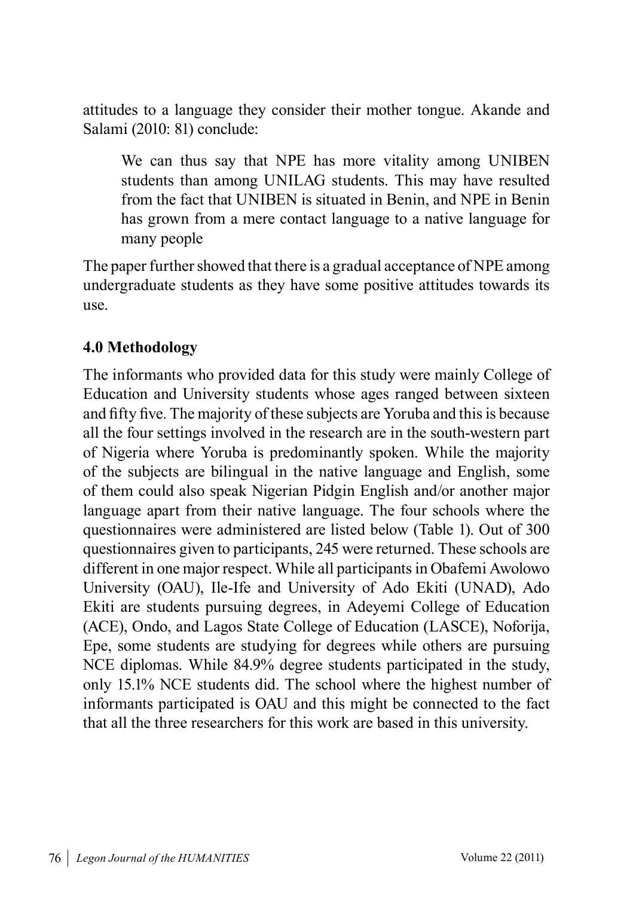attitudes to a language they consider their mother tongue. Akande and Salami (2010: 81) conclude:

> We can thus say that NPE has more vitality among UNIBEN students than among UNILAG students. This may have resulted from the fact that UNIBEN is situated in Benin, and NPE in Benin has grown from a mere contact language to a native language for many people

The paper further showed that there is a gradual acceptance of NPE among undergraduate students as they have some positive attitudes towards its use.

## 4.0 Methodology

The informants who provided data for this study were mainly College of Education and University students whose ages ranged between sixteen and fifty five. The majority of these subjects are Yoruba and this is because all the four settings involved in the research are in the south-western part of Nigeria where Yoruba is predominantly spoken. While the majority of the subjects are bilingual in the native language and English, some of them could also speak Nigerian Pidgin English and/or another major language apart from their native language. The four schools where the questionnaires were administered are listed below (Table 1). Out of 300 questionnaires given to participants, 245 were returned. These schools are different in one major respect. While all participants in Obafemi Awolowo University (OAU), Ile-Ife and University of Ado Ekiti (UNAD), Ado Ekiti are students pursuing degrees, in Adeyemi College of Education (ACE), Ondo, and Lagos State College of Education (LASCE), Noforija, Epe, some students are studying for degrees while others are pursuing NCE diplomas. While 84.9% degree students participated in the study, only 15.1% NCE students did. The school where the highest number of informants participated is OAU and this might be connected to the fact that all the three researchers for this work are based in this university.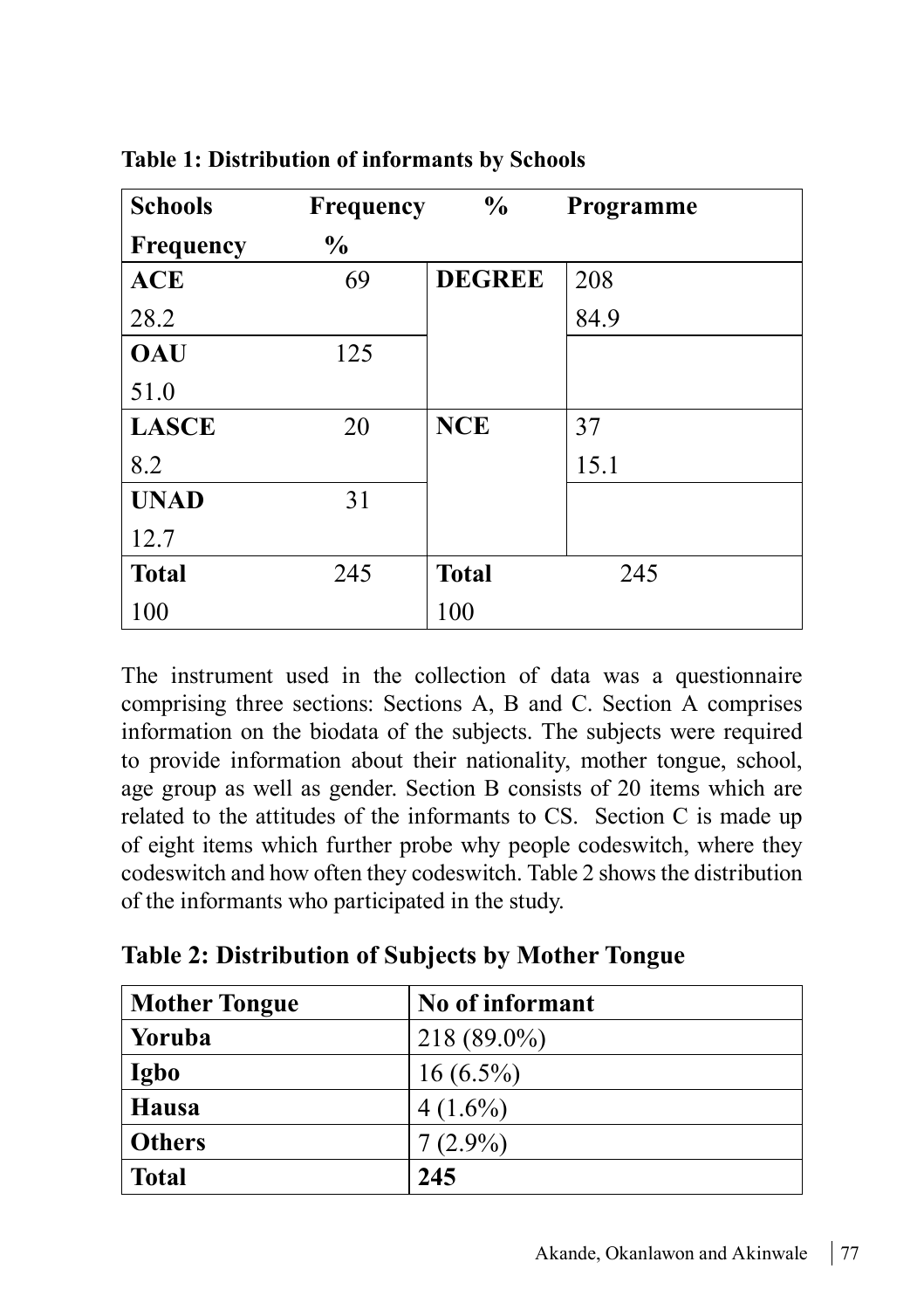**Table 1: Distribution of informants by Schools**

| Schools | Frequency | % | Programme | Frequency | % |
|---|---|---|---|---|---|
| ACE | 69 | 28.2 | DEGREE | 208 | 84.9 |
| OAU | 125 | 51.0 | | | |
| LASCE | 20 | 8.2 | NCE | 37 | 15.1 |
| UNAD | 31 | 12.7 | | | |
| Total | 245 | 100 | Total | 245 | 100 |

The instrument used in the collection of data was a questionnaire comprising three sections: Sections A, B and C. Section A comprises information on the biodata of the subjects. The subjects were required to provide information about their nationality, mother tongue, school, age group as well as gender. Section B consists of 20 items which are related to the attitudes of the informants to CS. Section C is made up of eight items which further probe why people codeswitch, where they codeswitch and how often they codeswitch. Table 2 shows the distribution of the informants who participated in the study.

**Table 2: Distribution of Subjects by Mother Tongue**

| Mother Tongue | No of informant |
|---|---|
| **Yoruba** | 218 (89.0%) |
| **Igbo** | 16 (6.5%) |
| **Hausa** | 4 (1.6%) |
| **Others** | 7 (2.9%) |
| **Total** | **245** |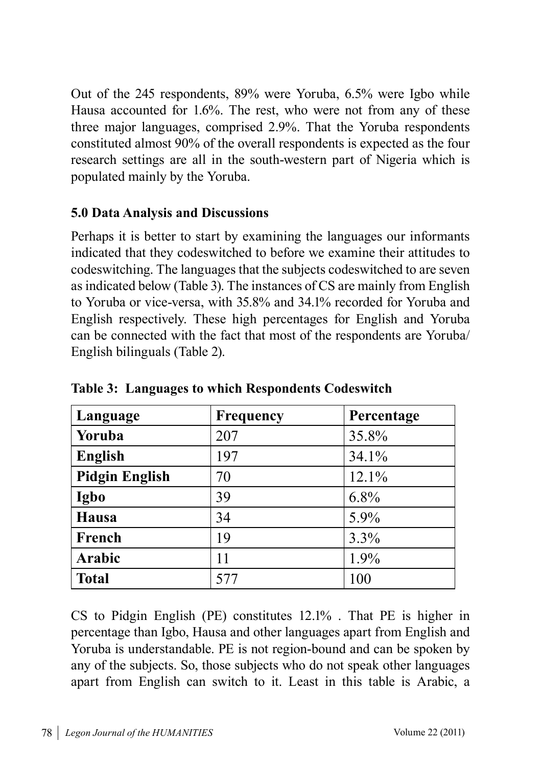Out of the 245 respondents, 89% were Yoruba, 6.5% were Igbo while Hausa accounted for 1.6%. The rest, who were not from any of these three major languages, comprised 2.9%. That the Yoruba respondents constituted almost 90% of the overall respondents is expected as the four research settings are all in the south-western part of Nigeria which is populated mainly by the Yoruba.

## 5.0 Data Analysis and Discussions

Perhaps it is better to start by examining the languages our informants indicated that they codeswitched to before we examine their attitudes to codeswitching. The languages that the subjects codeswitched to are seven as indicated below (Table 3). The instances of CS are mainly from English to Yoruba or vice-versa, with 35.8% and 34.1% recorded for Yoruba and English respectively. These high percentages for English and Yoruba can be connected with the fact that most of the respondents are Yoruba/ English bilinguals (Table 2).

**Table 3: Languages to which Respondents Codeswitch**

| Language | Frequency | Percentage |
|---|---|---|
| **Yoruba** | 207 | 35.8% |
| **English** | 197 | 34.1% |
| **Pidgin English** | 70 | 12.1% |
| **Igbo** | 39 | 6.8% |
| **Hausa** | 34 | 5.9% |
| **French** | 19 | 3.3% |
| **Arabic** | 11 | 1.9% |
| **Total** | 577 | 100 |

CS to Pidgin English (PE) constitutes 12.1% . That PE is higher in percentage than Igbo, Hausa and other languages apart from English and Yoruba is understandable. PE is not region-bound and can be spoken by any of the subjects. So, those subjects who do not speak other languages apart from English can switch to it. Least in this table is Arabic, a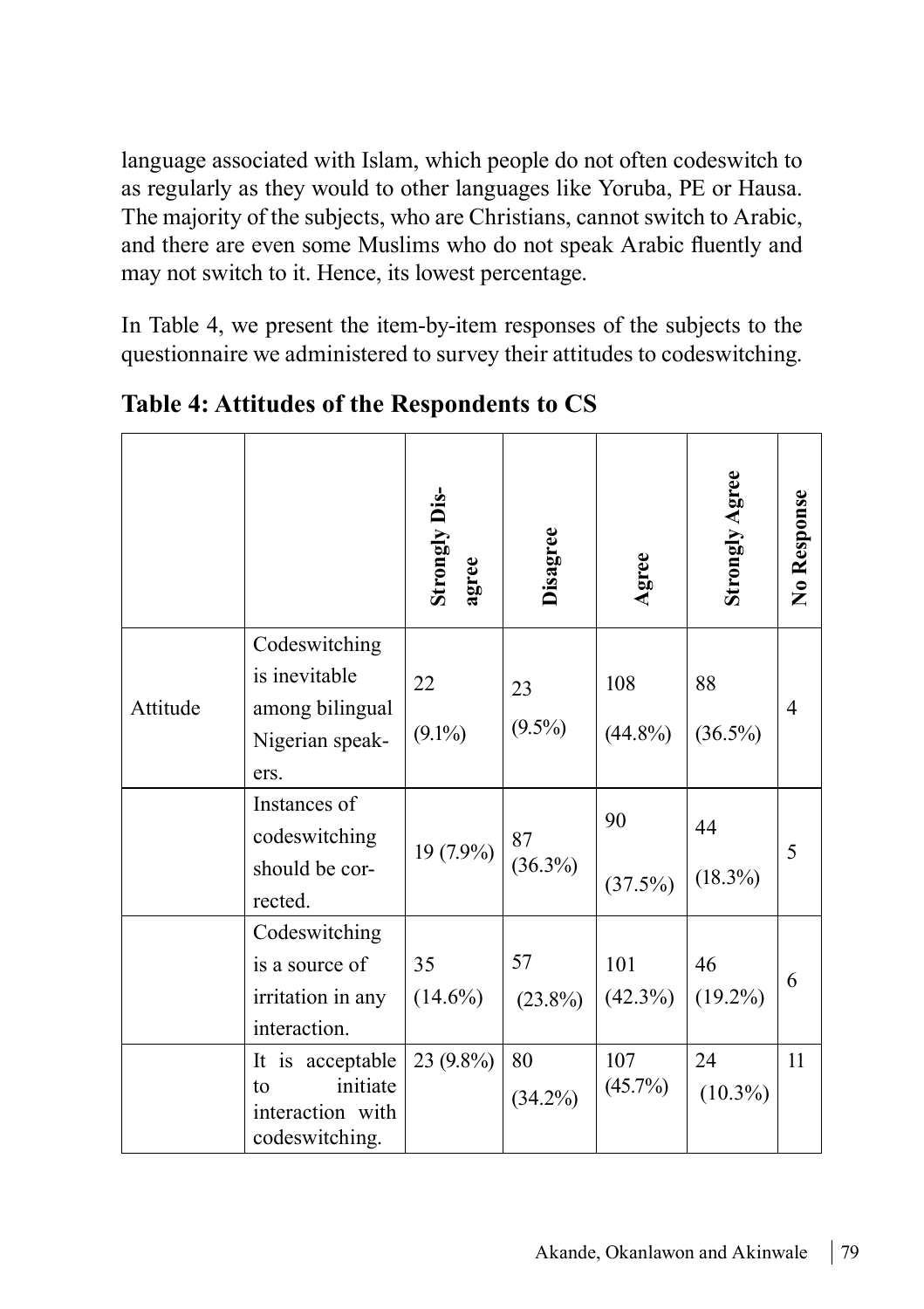language associated with Islam, which people do not often codeswitch to as regularly as they would to other languages like Yoruba, PE or Hausa. The majority of the subjects, who are Christians, cannot switch to Arabic, and there are even some Muslims who do not speak Arabic fluently and may not switch to it. Hence, its lowest percentage.

In Table 4, we present the item-by-item responses of the subjects to the questionnaire we administered to survey their attitudes to codeswitching.

**Table 4: Attitudes of the Respondents to CS**

| | | Strongly Disagree | Disagree | Agree | Strongly Agree | No Response |
|---|---|---|---|---|---|---|
| Attitude | Codeswitching is inevitable among bilingual Nigerian speakers. | 22 (9.1%) | 23 (9.5%) | 108 (44.8%) | 88 (36.5%) | 4 |
| | Instances of codeswitching should be corrected. | 19 (7.9%) | 87 (36.3%) | 90 (37.5%) | 44 (18.3%) | 5 |
| | Codeswitching is a source of irritation in any interaction. | 35 (14.6%) | 57 (23.8%) | 101 (42.3%) | 46 (19.2%) | 6 |
| | It is acceptable to initiate interaction with codeswitching. | 23 (9.8%) | 80 (34.2%) | 107 (45.7%) | 24 (10.3%) | 11 |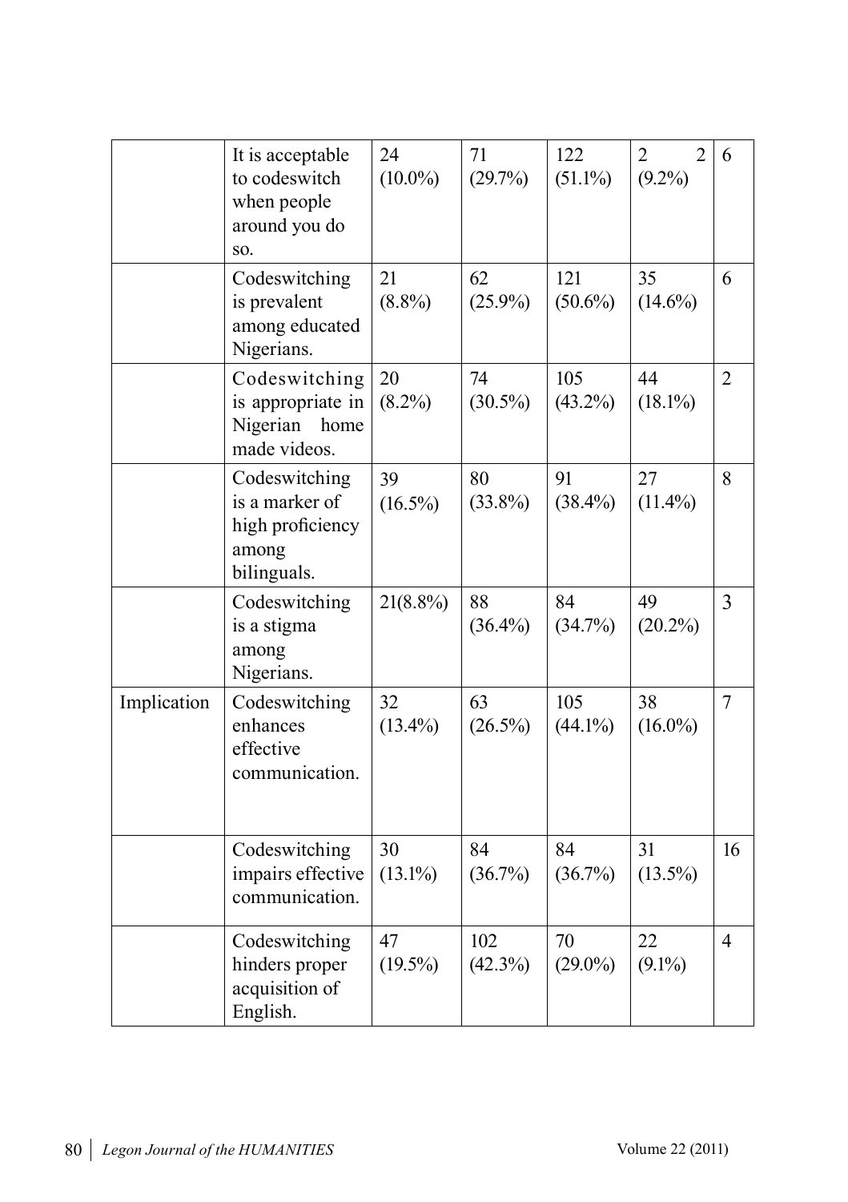| | | | | | | |
|---|---|---|---|---|---|---|
| | It is acceptable to codeswitch when people around you do so. | 24 (10.0%) | 71 (29.7%) | 122 (51.1%) | 22 (9.2%) | 6 |
| | Codeswitching is prevalent among educated Nigerians. | 21 (8.8%) | 62 (25.9%) | 121 (50.6%) | 35 (14.6%) | 6 |
| | Codeswitching is appropriate in Nigerian home made videos. | 20 (8.2%) | 74 (30.5%) | 105 (43.2%) | 44 (18.1%) | 2 |
| | Codeswitching is a marker of high proficiency among bilinguals. | 39 (16.5%) | 80 (33.8%) | 91 (38.4%) | 27 (11.4%) | 8 |
| | Codeswitching is a stigma among Nigerians. | 21(8.8%) | 88 (36.4%) | 84 (34.7%) | 49 (20.2%) | 3 |
| Implication | Codeswitching enhances effective communication. | 32 (13.4%) | 63 (26.5%) | 105 (44.1%) | 38 (16.0%) | 7 |
| | Codeswitching impairs effective communication. | 30 (13.1%) | 84 (36.7%) | 84 (36.7%) | 31 (13.5%) | 16 |
| | Codeswitching hinders proper acquisition of English. | 47 (19.5%) | 102 (42.3%) | 70 (29.0%) | 22 (9.1%) | 4 |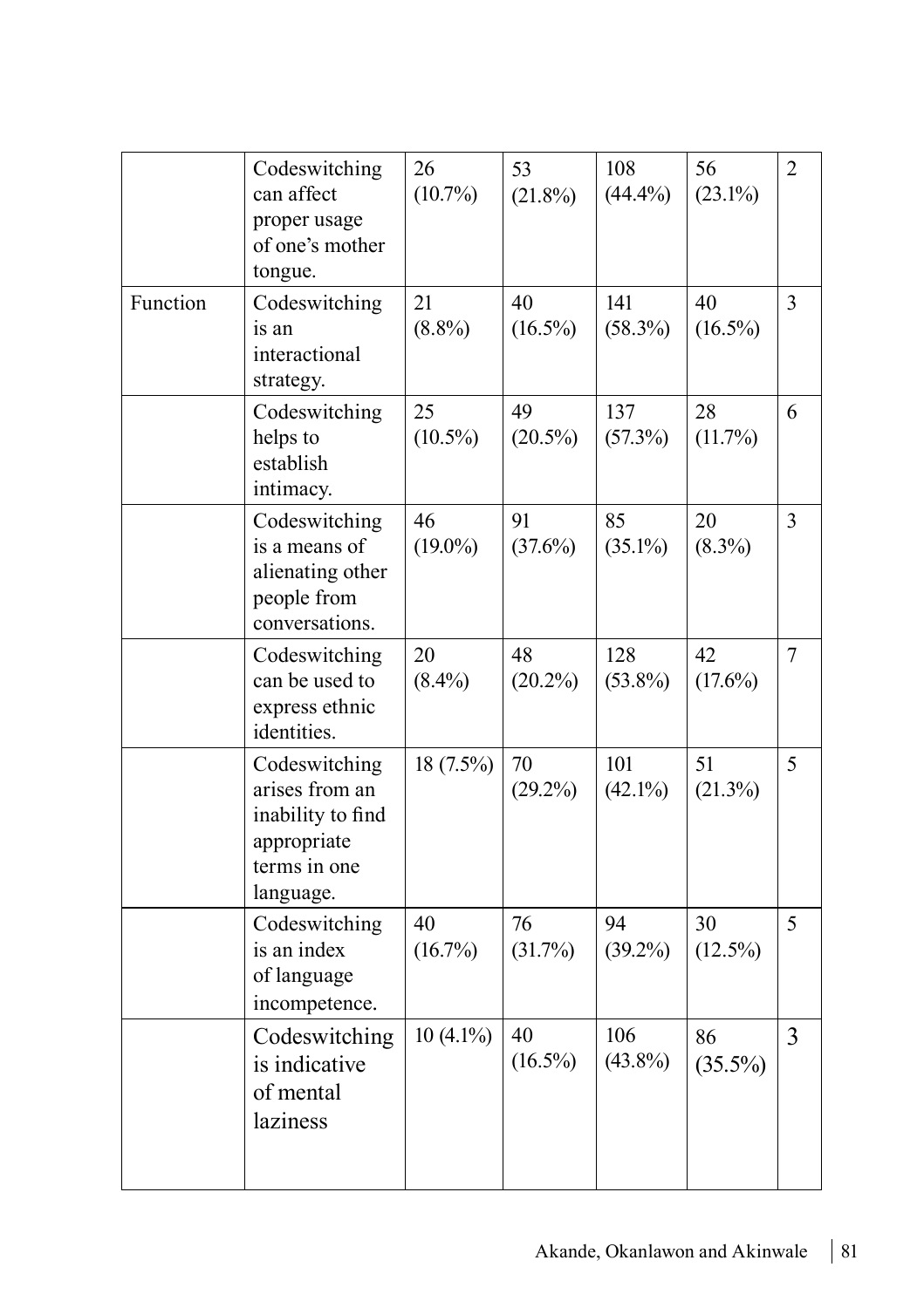| | | | | | | |
|---|---|---|---|---|---|---|
| | Codeswitching can affect proper usage of one's mother tongue. | 26 (10.7%) | 53 (21.8%) | 108 (44.4%) | 56 (23.1%) | 2 |
| Function | Codeswitching is an interactional strategy. | 21 (8.8%) | 40 (16.5%) | 141 (58.3%) | 40 (16.5%) | 3 |
| | Codeswitching helps to establish intimacy. | 25 (10.5%) | 49 (20.5%) | 137 (57.3%) | 28 (11.7%) | 6 |
| | Codeswitching is a means of alienating other people from conversations. | 46 (19.0%) | 91 (37.6%) | 85 (35.1%) | 20 (8.3%) | 3 |
| | Codeswitching can be used to express ethnic identities. | 20 (8.4%) | 48 (20.2%) | 128 (53.8%) | 42 (17.6%) | 7 |
| | Codeswitching arises from an inability to find appropriate terms in one language. | 18 (7.5%) | 70 (29.2%) | 101 (42.1%) | 51 (21.3%) | 5 |
| | Codeswitching is an index of language incompetence. | 40 (16.7%) | 76 (31.7%) | 94 (39.2%) | 30 (12.5%) | 5 |
| | Codeswitching is indicative of mental laziness | 10 (4.1%) | 40 (16.5%) | 106 (43.8%) | 86 (35.5%) | 3 |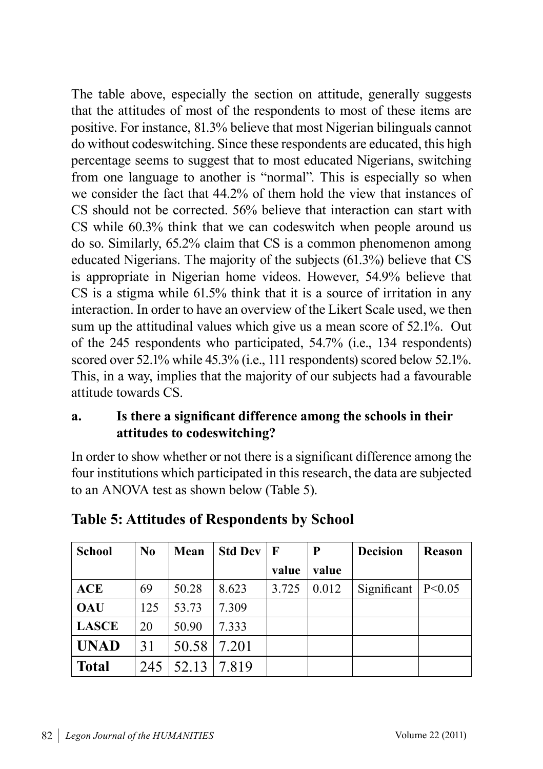The table above, especially the section on attitude, generally suggests that the attitudes of most of the respondents to most of these items are positive. For instance, 81.3% believe that most Nigerian bilinguals cannot do without codeswitching. Since these respondents are educated, this high percentage seems to suggest that to most educated Nigerians, switching from one language to another is "normal". This is especially so when we consider the fact that 44.2% of them hold the view that instances of CS should not be corrected. 56% believe that interaction can start with CS while 60.3% think that we can codeswitch when people around us do so. Similarly, 65.2% claim that CS is a common phenomenon among educated Nigerians. The majority of the subjects (61.3%) believe that CS is appropriate in Nigerian home videos. However, 54.9% believe that CS is a stigma while 61.5% think that it is a source of irritation in any interaction. In order to have an overview of the Likert Scale used, we then sum up the attitudinal values which give us a mean score of 52.1%. Out of the 245 respondents who participated, 54.7% (i.e., 134 respondents) scored over 52.1% while 45.3% (i.e., 111 respondents) scored below 52.1%. This, in a way, implies that the majority of our subjects had a favourable attitude towards CS.

**a. Is there a significant difference among the schools in their attitudes to codeswitching?**

In order to show whether or not there is a significant difference among the four institutions which participated in this research, the data are subjected to an ANOVA test as shown below (Table 5).

## Table 5: Attitudes of Respondents by School

| School | No | Mean | Std Dev | F value | P value | Decision | Reason |
|---|---|---|---|---|---|---|---|
| **ACE** | 69 | 50.28 | 8.623 | 3.725 | 0.012 | Significant | $P<0.05$ |
| **OAU** | 125 | 53.73 | 7.309 | | | | |
| **LASCE** | 20 | 50.90 | 7.333 | | | | |
| **UNAD** | 31 | 50.58 | 7.201 | | | | |
| **Total** | 245 | 52.13 | 7.819 | | | | |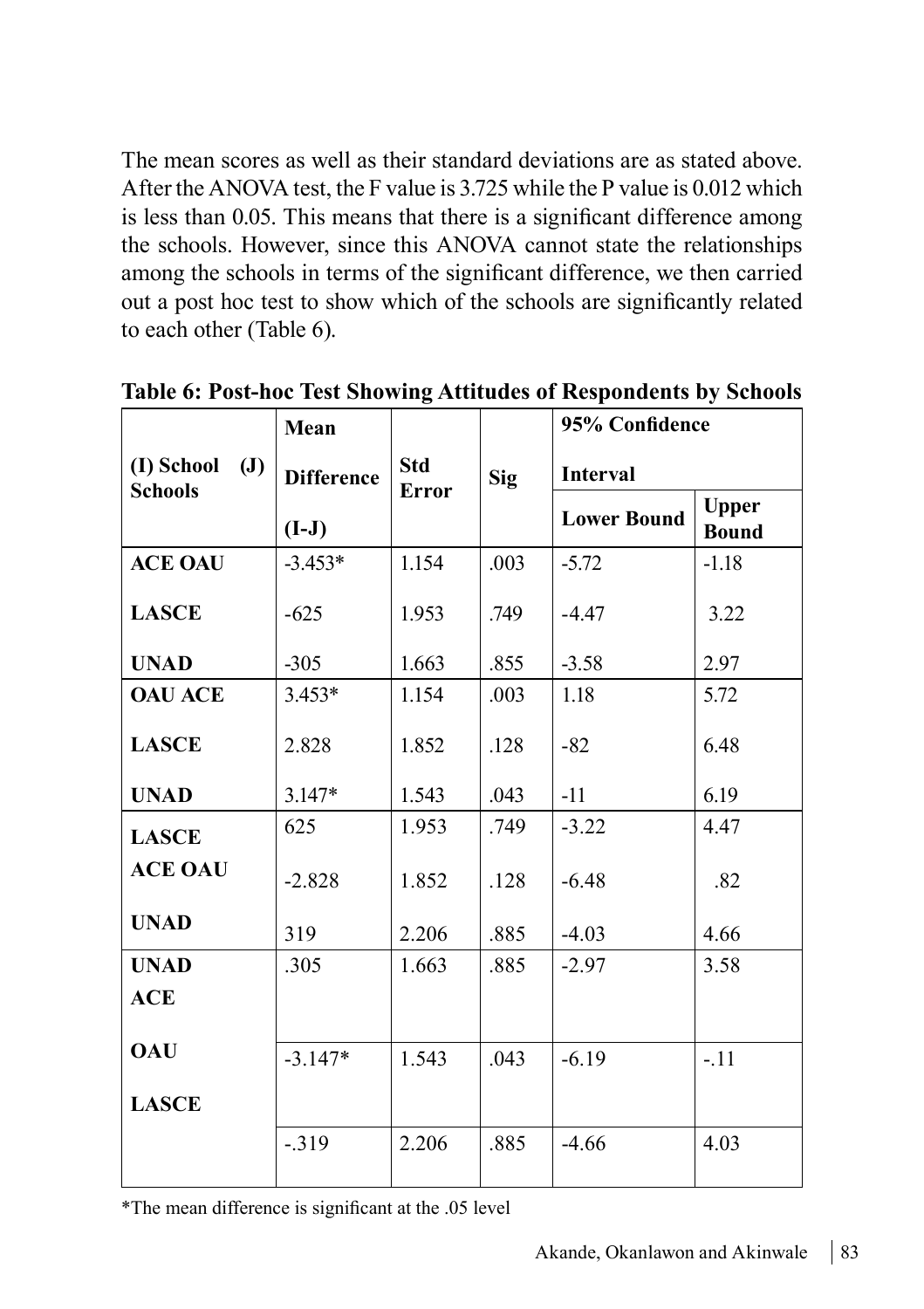The mean scores as well as their standard deviations are as stated above. After the ANOVA test, the F value is 3.725 while the P value is 0.012 which is less than 0.05. This means that there is a significant difference among the schools. However, since this ANOVA cannot state the relationships among the schools in terms of the significant difference, we then carried out a post hoc test to show which of the schools are significantly related to each other (Table 6).

**Table 6: Post-hoc Test Showing Attitudes of Respondents by Schools**

| (I) School (J) Schools | Mean Difference (I-J) | Std Error | Sig | 95% Confidence Interval | |
|---|---|---|---|---|---|
| | | | | **Lower Bound** | **Upper Bound** |
| **ACE OAU** | -3.453* | 1.154 | .003 | -5.72 | -1.18 |
| **LASCE** | -625 | 1.953 | .749 | -4.47 | 3.22 |
| **UNAD** | -305 | 1.663 | .855 | -3.58 | 2.97 |
| **OAU ACE** | 3.453* | 1.154 | .003 | 1.18 | 5.72 |
| **LASCE** | 2.828 | 1.852 | .128 | -82 | 6.48 |
| **UNAD** | 3.147* | 1.543 | .043 | -11 | 6.19 |
| **LASCE** **ACE** | 625 | 1.953 | .749 | -3.22 | 4.47 |
| **OAU** | -2.828 | 1.852 | .128 | -6.48 | .82 |
| **UNAD** | 319 | 2.206 | .885 | -4.03 | 4.66 |
| **UNAD** **ACE** | .305 | 1.663 | .885 | -2.97 | 3.58 |
| **OAU** | -3.147* | 1.543 | .043 | -6.19 | -.11 |
| **LASCE** | -.319 | 2.206 | .885 | -4.66 | 4.03 |

*The mean difference is significant at the .05 level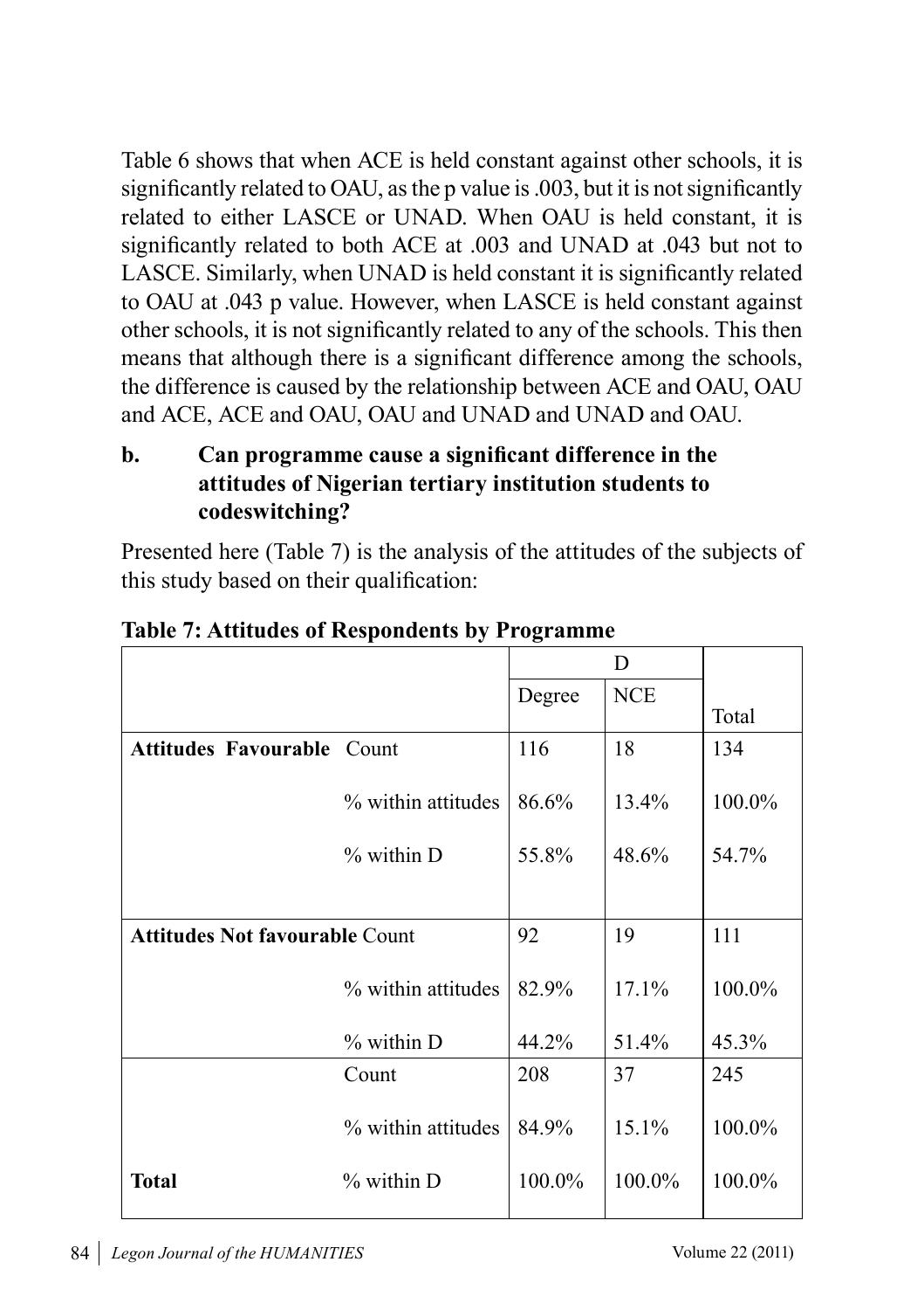Table 6 shows that when ACE is held constant against other schools, it is significantly related to OAU, as the p value is .003, but it is not significantly related to either LASCE or UNAD. When OAU is held constant, it is significantly related to both ACE at .003 and UNAD at .043 but not to LASCE. Similarly, when UNAD is held constant it is significantly related to OAU at .043 p value. However, when LASCE is held constant against other schools, it is not significantly related to any of the schools. This then means that although there is a significant difference among the schools, the difference is caused by the relationship between ACE and OAU, OAU and ACE, ACE and OAU, OAU and UNAD and UNAD and OAU.

**b. Can programme cause a significant difference in the attitudes of Nigerian tertiary institution students to codeswitching?**

Presented here (Table 7) is the analysis of the attitudes of the subjects of this study based on their qualification:

**Table 7: Attitudes of Respondents by Programme**

| | | D | | |
|---|---|---|---|---|
| | | Degree | NCE | Total |
| **Attitudes Favourable** | Count | 116 | 18 | 134 |
| | % within attitudes | 86.6% | 13.4% | 100.0% |
| | % within D | 55.8% | 48.6% | 54.7% |
| **Attitudes Not favourable** | Count | 92 | 19 | 111 |
| | % within attitudes | 82.9% | 17.1% | 100.0% |
| | % within D | 44.2% | 51.4% | 45.3% |
| **Total** | Count | 208 | 37 | 245 |
| | % within attitudes | 84.9% | 15.1% | 100.0% |
| | % within D | 100.0% | 100.0% | 100.0% |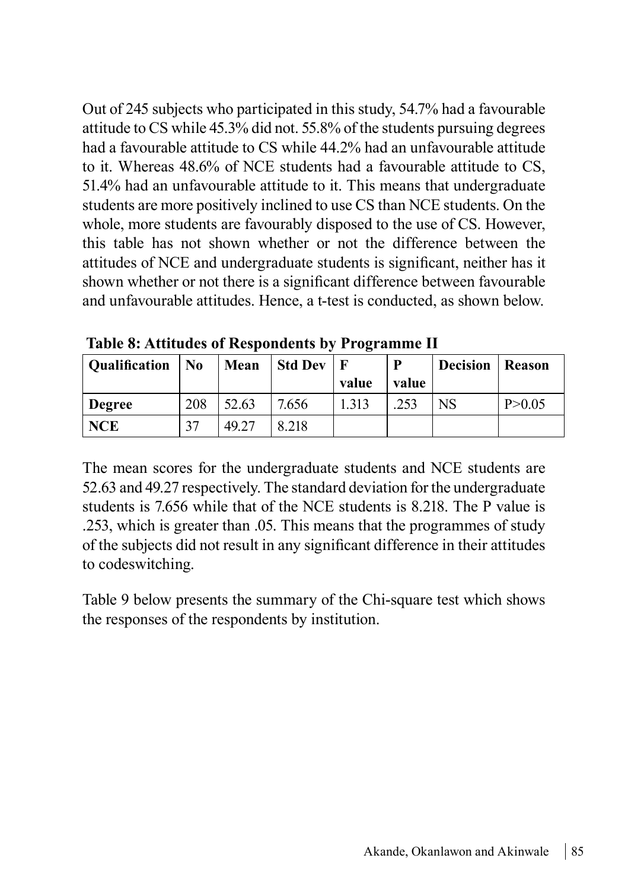Out of 245 subjects who participated in this study, 54.7% had a favourable attitude to CS while 45.3% did not. 55.8% of the students pursuing degrees had a favourable attitude to CS while 44.2% had an unfavourable attitude to it. Whereas 48.6% of NCE students had a favourable attitude to CS, 51.4% had an unfavourable attitude to it. This means that undergraduate students are more positively inclined to use CS than NCE students. On the whole, more students are favourably disposed to the use of CS. However, this table has not shown whether or not the difference between the attitudes of NCE and undergraduate students is significant, neither has it shown whether or not there is a significant difference between favourable and unfavourable attitudes. Hence, a t-test is conducted, as shown below.

**Table 8: Attitudes of Respondents by Programme II**

| Qualification | No | Mean | Std Dev | F value | P value | Decision | Reason |
|---|---|---|---|---|---|---|---|
| **Degree** | 208 | 52.63 | 7.656 | 1.313 | .253 | NS | P>0.05 |
| **NCE** | 37 | 49.27 | 8.218 | | | | |

The mean scores for the undergraduate students and NCE students are 52.63 and 49.27 respectively. The standard deviation for the undergraduate students is 7.656 while that of the NCE students is 8.218. The P value is .253, which is greater than .05. This means that the programmes of study of the subjects did not result in any significant difference in their attitudes to codeswitching.

Table 9 below presents the summary of the Chi-square test which shows the responses of the respondents by institution.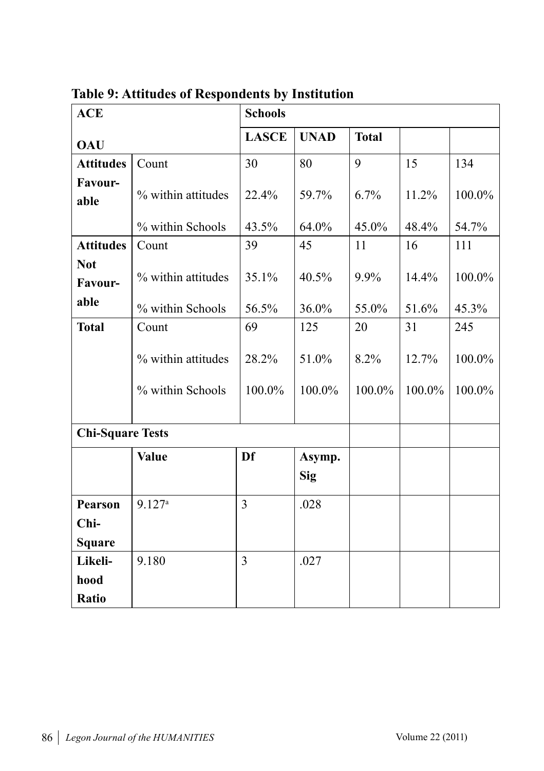**Table 9: Attitudes of Respondents by Institution**

| ACE<br><br>OAU | | Schools | | | | |
|---|---|---|---|---|---|---|
| | | LASCE | UNAD | Total | | |
| **Attitudes Favour-able** | Count | 30 | 80 | 9 | 15 | 134 |
| | % within attitudes | 22.4% | 59.7% | 6.7% | 11.2% | 100.0% |
| | % within Schools | 43.5% | 64.0% | 45.0% | 48.4% | 54.7% |
| **Attitudes Not Favour-able** | Count | 39 | 45 | 11 | 16 | 111 |
| | % within attitudes | 35.1% | 40.5% | 9.9% | 14.4% | 100.0% |
| | % within Schools | 56.5% | 36.0% | 55.0% | 51.6% | 45.3% |
| **Total** | Count | 69 | 125 | 20 | 31 | 245 |
| | % within attitudes | 28.2% | 51.0% | 8.2% | 12.7% | 100.0% |
| | % within Schools | 100.0% | 100.0% | 100.0% | 100.0% | 100.0% |
| **Chi-Square Tests** | | | | | | |
| | **Value** | **Df** | **Asymp. Sig** | | | |
| **Pearson Chi-Square** | 9.127[a] | 3 | .028 | | | |
| **Likeli-hood Ratio** | 9.180 | 3 | .027 | | | |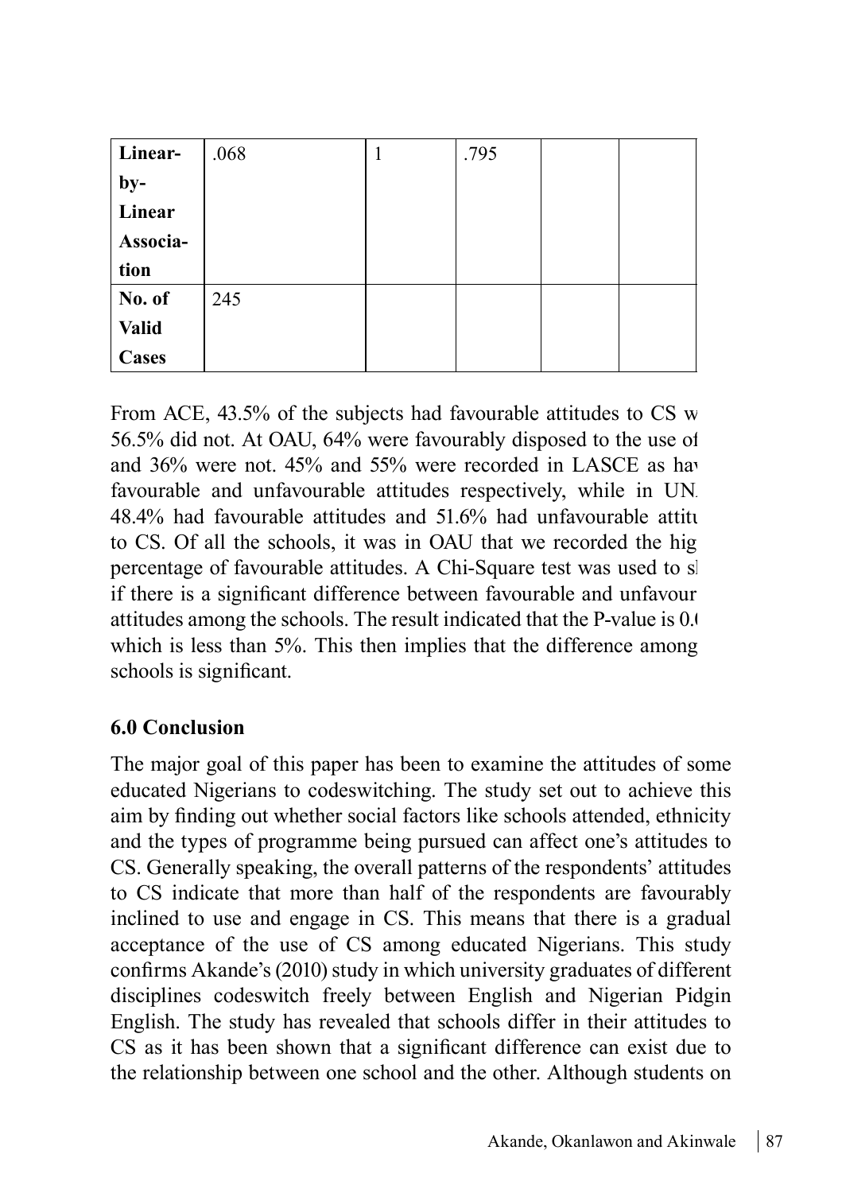| Linear-by-Linear Association | .068 | 1 | .795 | | |
|---|---|---|---|---|---|
| No. of Valid Cases | 245 | | | | |

From ACE, 43.5% of the subjects had favourable attitudes to CS w 56.5% did not. At OAU, 64% were favourably disposed to the use of and 36% were not. 45% and 55% were recorded in LASCE as hav favourable and unfavourable attitudes respectively, while in UN 48.4% had favourable attitudes and 51.6% had unfavourable attitu to CS. Of all the schools, it was in OAU that we recorded the hig percentage of favourable attitudes. A Chi-Square test was used to sh if there is a significant difference between favourable and unfavour attitudes among the schools. The result indicated that the P-value is 0.0 which is less than 5%. This then implies that the difference among schools is significant.

## 6.0 Conclusion

The major goal of this paper has been to examine the attitudes of some educated Nigerians to codeswitching. The study set out to achieve this aim by finding out whether social factors like schools attended, ethnicity and the types of programme being pursued can affect one's attitudes to CS. Generally speaking, the overall patterns of the respondents' attitudes to CS indicate that more than half of the respondents are favourably inclined to use and engage in CS. This means that there is a gradual acceptance of the use of CS among educated Nigerians. This study confirms Akande's (2010) study in which university graduates of different disciplines codeswitch freely between English and Nigerian Pidgin English. The study has revealed that schools differ in their attitudes to CS as it has been shown that a significant difference can exist due to the relationship between one school and the other. Although students on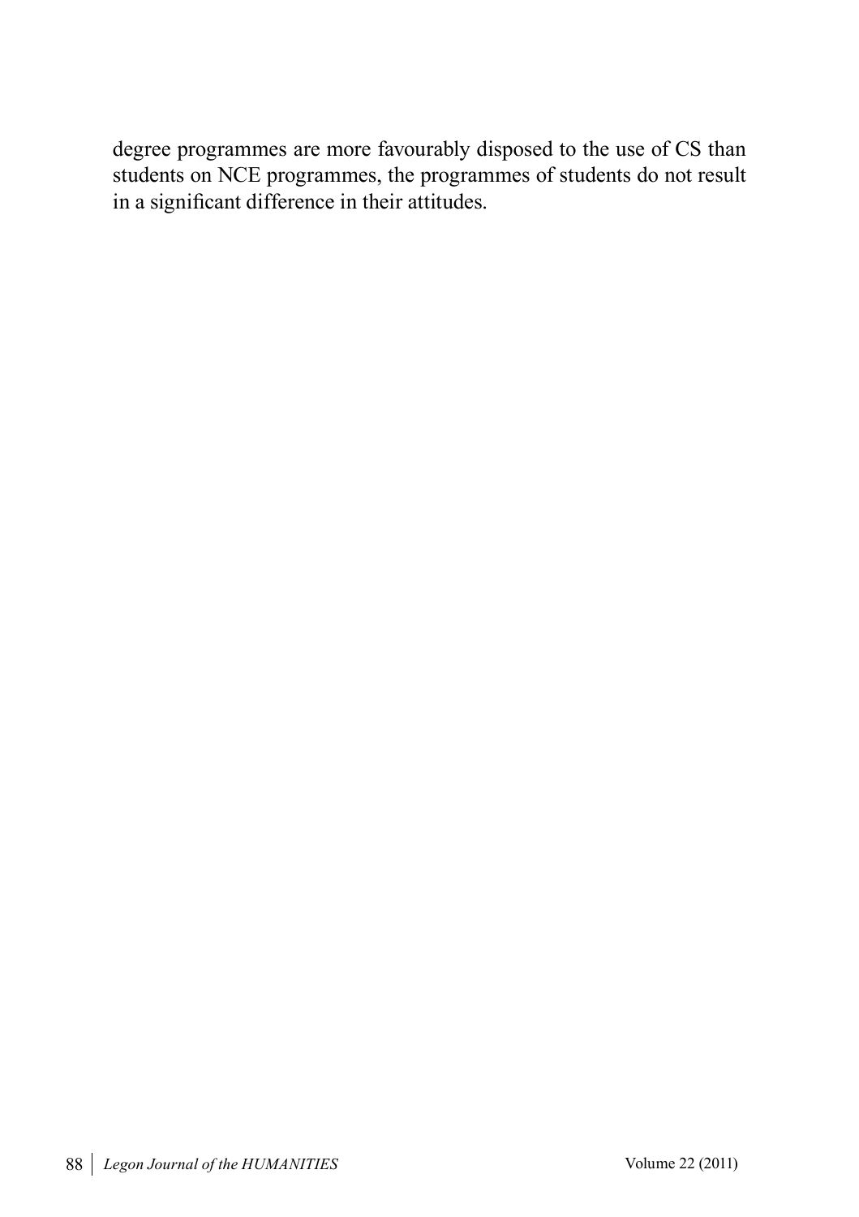degree programmes are more favourably disposed to the use of CS than students on NCE programmes, the programmes of students do not result in a significant difference in their attitudes.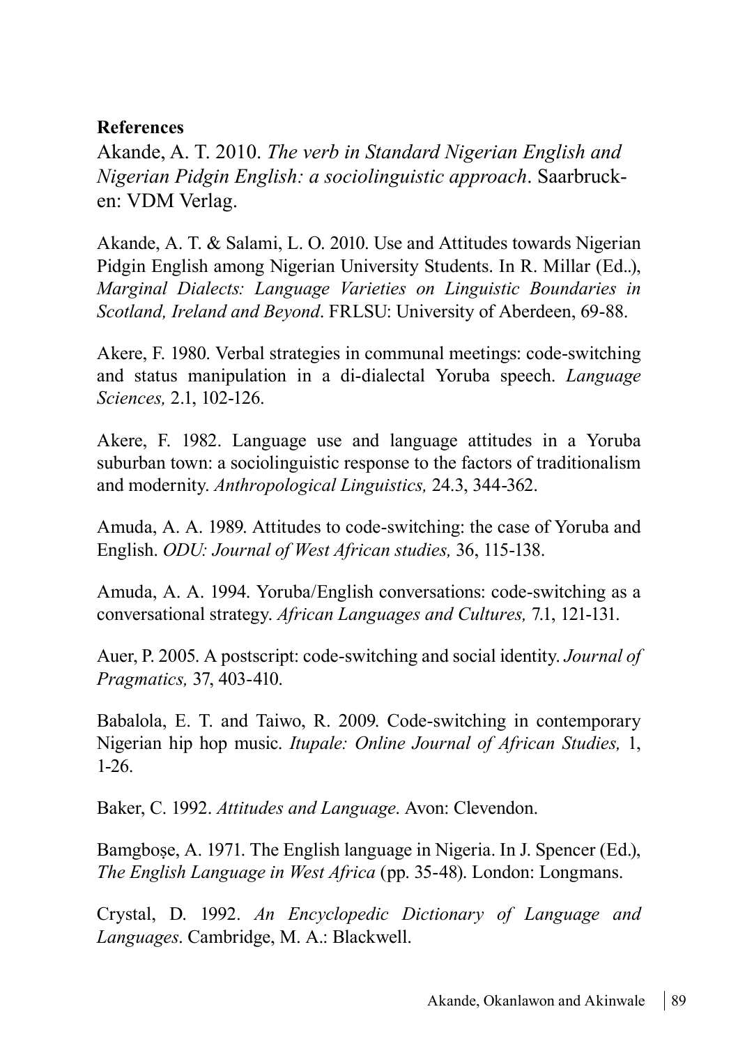**References**

Akande, A. T. 2010. *The verb in Standard Nigerian English and Nigerian Pidgin English: a sociolinguistic approach*. Saarbrucken: VDM Verlag.

Akande, A. T. & Salami, L. O. 2010. Use and Attitudes towards Nigerian Pidgin English among Nigerian University Students. In R. Millar (Ed..), *Marginal Dialects: Language Varieties on Linguistic Boundaries in Scotland, Ireland and Beyond*. FRLSU: University of Aberdeen, 69-88.

Akere, F. 1980. Verbal strategies in communal meetings: code-switching and status manipulation in a di-dialectal Yoruba speech. *Language Sciences,* 2.1, 102-126.

Akere, F. 1982. Language use and language attitudes in a Yoruba suburban town: a sociolinguistic response to the factors of traditionalism and modernity. *Anthropological Linguistics,* 24.3, 344-362.

Amuda, A. A. 1989. Attitudes to code-switching: the case of Yoruba and English. *ODU: Journal of West African studies,* 36, 115-138.

Amuda, A. A. 1994. Yoruba/English conversations: code-switching as a conversational strategy. *African Languages and Cultures,* 7.1, 121-131.

Auer, P. 2005. A postscript: code-switching and social identity. *Journal of Pragmatics,* 37, 403-410.

Babalola, E. T. and Taiwo, R. 2009. Code-switching in contemporary Nigerian hip hop music. *Itupale: Online Journal of African Studies,* 1, 1-26.

Baker, C. 1992. *Attitudes and Language*. Avon: Clevendon.

Bamgboṣe, A. 1971. The English language in Nigeria. In J. Spencer (Ed.), *The English Language in West Africa* (pp. 35-48). London: Longmans.

Crystal, D. 1992. *An Encyclopedic Dictionary of Language and Languages*. Cambridge, M. A.: Blackwell.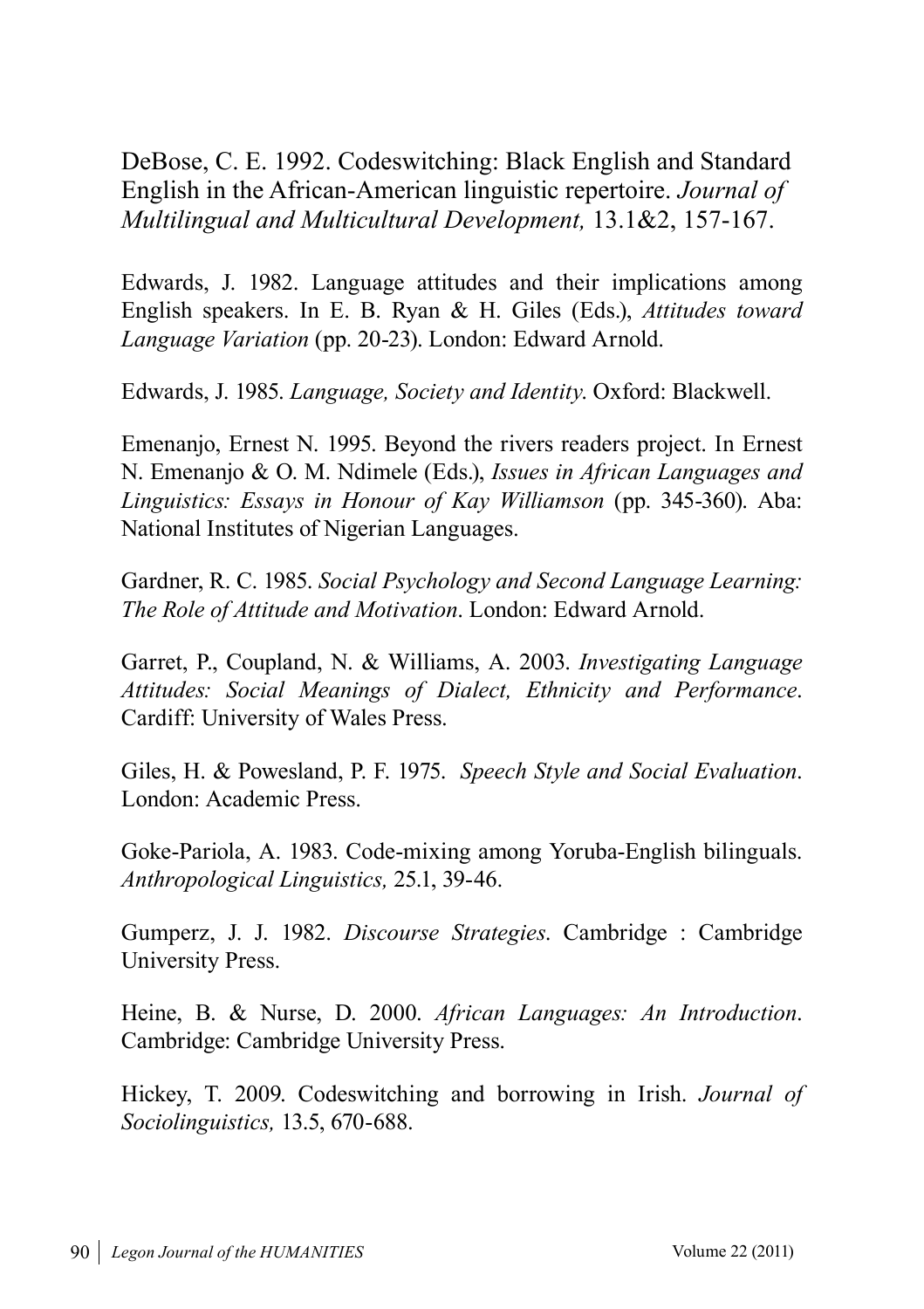DeBose, C. E. 1992. Codeswitching: Black English and Standard English in the African-American linguistic repertoire. *Journal of Multilingual and Multicultural Development,* 13.1&2, 157-167.

Edwards, J. 1982. Language attitudes and their implications among English speakers. In E. B. Ryan & H. Giles (Eds.), *Attitudes toward Language Variation* (pp. 20-23). London: Edward Arnold.

Edwards, J. 1985. *Language, Society and Identity*. Oxford: Blackwell.

Emenanjo, Ernest N. 1995. Beyond the rivers readers project. In Ernest N. Emenanjo & O. M. Ndimele (Eds.), *Issues in African Languages and Linguistics: Essays in Honour of Kay Williamson* (pp. 345-360). Aba: National Institutes of Nigerian Languages.

Gardner, R. C. 1985. *Social Psychology and Second Language Learning: The Role of Attitude and Motivation*. London: Edward Arnold.

Garret, P., Coupland, N. & Williams, A. 2003. *Investigating Language Attitudes: Social Meanings of Dialect, Ethnicity and Performance*. Cardiff: University of Wales Press.

Giles, H. & Powesland, P. F. 1975. *Speech Style and Social Evaluation*. London: Academic Press.

Goke-Pariola, A. 1983. Code-mixing among Yoruba-English bilinguals. *Anthropological Linguistics,* 25.1, 39-46.

Gumperz, J. J. 1982. *Discourse Strategies*. Cambridge : Cambridge University Press.

Heine, B. & Nurse, D. 2000. *African Languages: An Introduction*. Cambridge: Cambridge University Press.

Hickey, T. 2009. Codeswitching and borrowing in Irish. *Journal of Sociolinguistics,* 13.5, 670-688.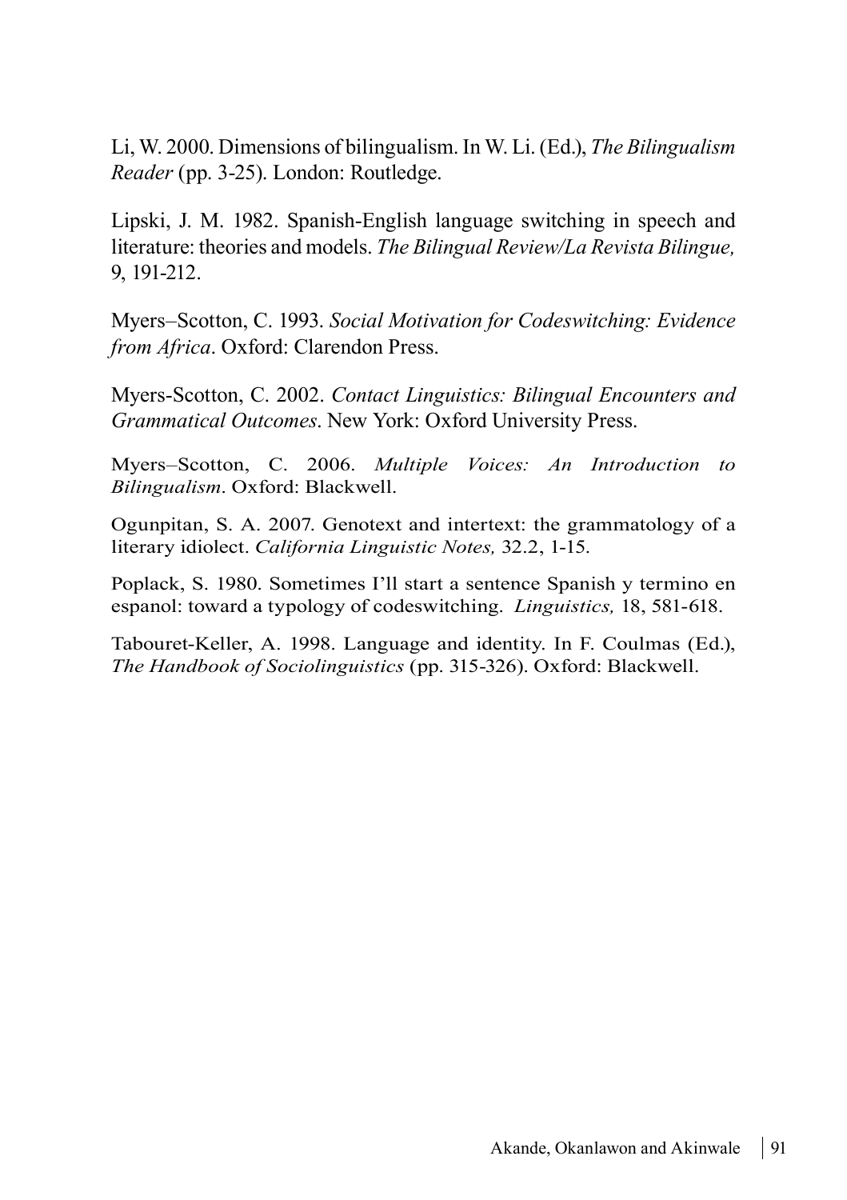Li, W. 2000. Dimensions of bilingualism. In W. Li. (Ed.), *The Bilingualism Reader* (pp. 3-25). London: Routledge.

Lipski, J. M. 1982. Spanish-English language switching in speech and literature: theories and models. *The Bilingual Review/La Revista Bilingue,* 9, 191-212.

Myers–Scotton, C. 1993. *Social Motivation for Codeswitching: Evidence from Africa*. Oxford: Clarendon Press.

Myers-Scotton, C. 2002. *Contact Linguistics: Bilingual Encounters and Grammatical Outcomes*. New York: Oxford University Press.

Myers–Scotton, C. 2006. *Multiple Voices: An Introduction to Bilingualism*. Oxford: Blackwell.

Ogunpitan, S. A. 2007. Genotext and intertext: the grammatology of a literary idiolect. *California Linguistic Notes,* 32.2, 1-15.

Poplack, S. 1980. Sometimes I'll start a sentence Spanish y termino en espanol: toward a typology of codeswitching. *Linguistics,* 18, 581-618.

Tabouret-Keller, A. 1998. Language and identity. In F. Coulmas (Ed.), *The Handbook of Sociolinguistics* (pp. 315-326). Oxford: Blackwell.